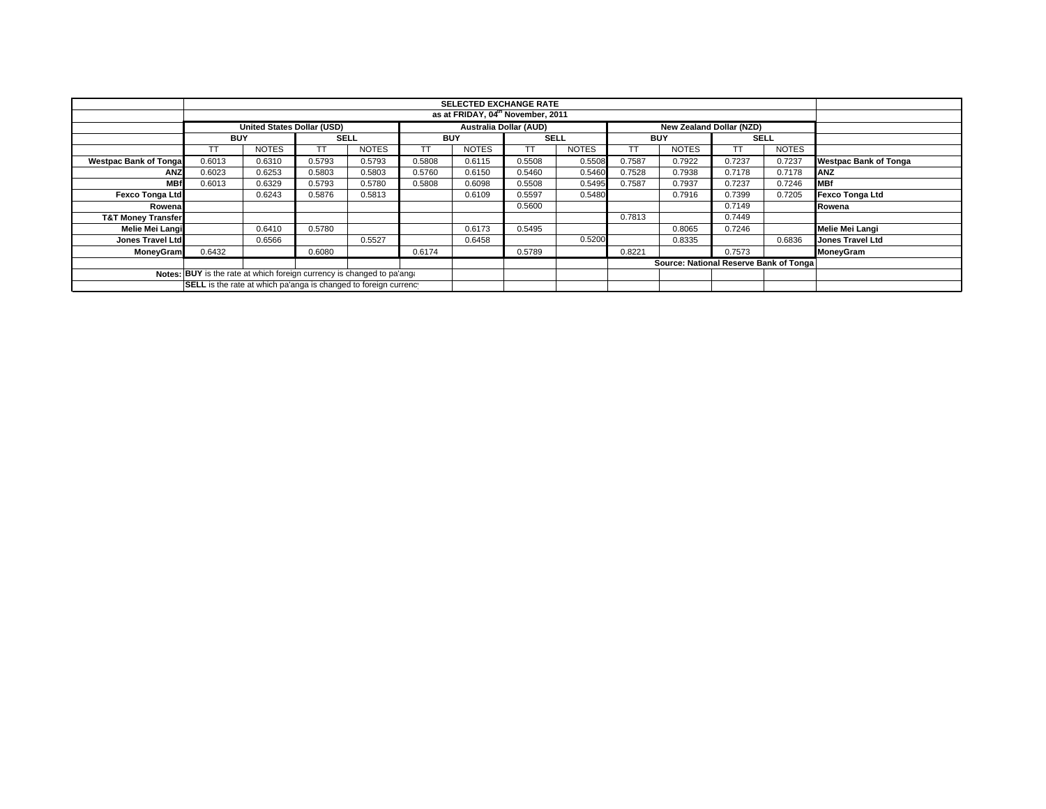## SELECTED EXCHANGE RATE

**as at FRIDAY, 04th November, 2011**

| | United States Dollar (USD) | | | | Australia Dollar (AUD) | | | | New Zealand Dollar (NZD) | | | | |
|---|---|---|---|---|---|---|---|---|---|---|---|---|---|
| | **BUY** | | **SELL** | | **BUY** | | **SELL** | | **BUY** | | **SELL** | | |
| | TT | NOTES | TT | NOTES | TT | NOTES | TT | NOTES | TT | NOTES | TT | NOTES | |
| **Westpac Bank of Tonga** | 0.6013 | 0.6310 | 0.5793 | 0.5793 | 0.5808 | 0.6115 | 0.5508 | 0.5508 | 0.7587 | 0.7922 | 0.7237 | 0.7237 | **Westpac Bank of Tonga** |
| **ANZ** | 0.6023 | 0.6253 | 0.5803 | 0.5803 | 0.5760 | 0.6150 | 0.5460 | 0.5460 | 0.7528 | 0.7938 | 0.7178 | 0.7178 | **ANZ** |
| **MBf** | 0.6013 | 0.6329 | 0.5793 | 0.5780 | 0.5808 | 0.6098 | 0.5508 | 0.5495 | 0.7587 | 0.7937 | 0.7237 | 0.7246 | **MBf** |
| **Fexco Tonga Ltd** | | 0.6243 | 0.5876 | 0.5813 | | 0.6109 | 0.5597 | 0.5480 | | 0.7916 | 0.7399 | 0.7205 | **Fexco Tonga Ltd** |
| **Rowena** | | | | | | | 0.5600 | | | | 0.7149 | | **Rowena** |
| **T&T Money Transfer** | | | | | | | | | 0.7813 | | 0.7449 | | |
| **Melie Mei Langi** | | 0.6410 | 0.5780 | | | 0.6173 | 0.5495 | | | 0.8065 | 0.7246 | | **Melie Mei Langi** |
| **Jones Travel Ltd** | | 0.6566 | | 0.5527 | | 0.6458 | | 0.5200 | | 0.8335 | | 0.6836 | **Jones Travel Ltd** |
| **MoneyGram** | 0.6432 | | 0.6080 | | 0.6174 | | 0.5789 | | 0.8221 | | 0.7573 | | **MoneyGram** |

**Source: National Reserve Bank of Tonga**

**Notes:** **BUY** is the rate at which foreign currency is changed to pa'anga

**SELL** is the rate at which pa'anga is changed to foreign currency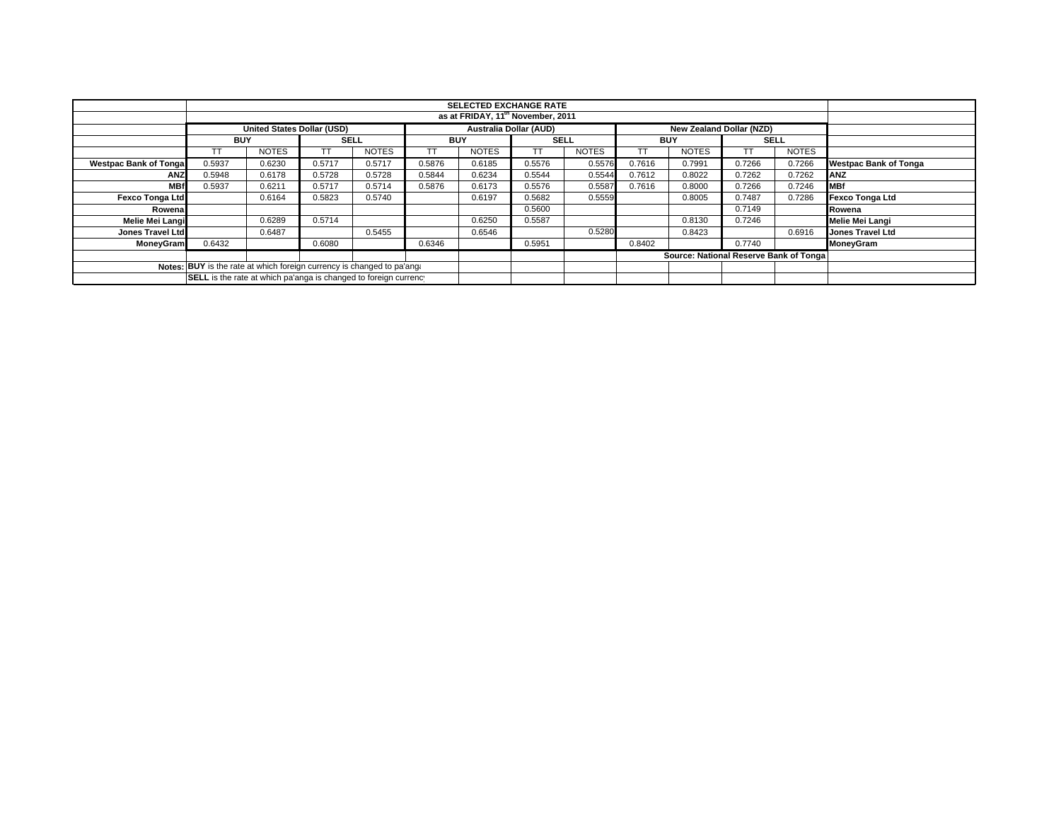| | SELECTED EXCHANGE RATE | | | | | | | | | | | | |
|---|---|---|---|---|---|---|---|---|---|---|---|---|---|
| | as at FRIDAY, 11th November, 2011 | | | | | | | | | | | | |
| | United States Dollar (USD) | | | | Australia Dollar (AUD) | | | | New Zealand Dollar (NZD) | | | | |
| | BUY | | SELL | | BUY | | SELL | | BUY | | SELL | | |
| | TT | NOTES | TT | NOTES | TT | NOTES | TT | NOTES | TT | NOTES | TT | NOTES | |
| Westpac Bank of Tonga | 0.5937 | 0.6230 | 0.5717 | 0.5717 | 0.5876 | 0.6185 | 0.5576 | 0.5576 | 0.7616 | 0.7991 | 0.7266 | 0.7266 | Westpac Bank of Tonga |
| ANZ | 0.5948 | 0.6178 | 0.5728 | 0.5728 | 0.5844 | 0.6234 | 0.5544 | 0.5544 | 0.7612 | 0.8022 | 0.7262 | 0.7262 | ANZ |
| MBf | 0.5937 | 0.6211 | 0.5717 | 0.5714 | 0.5876 | 0.6173 | 0.5576 | 0.5587 | 0.7616 | 0.8000 | 0.7266 | 0.7246 | MBf |
| Fexco Tonga Ltd | | 0.6164 | 0.5823 | 0.5740 | | 0.6197 | 0.5682 | 0.5559 | | 0.8005 | 0.7487 | 0.7286 | Fexco Tonga Ltd |
| Rowena | | | | | | | 0.5600 | | | | 0.7149 | | Rowena |
| Melie Mei Langi | | 0.6289 | 0.5714 | | | 0.6250 | 0.5587 | | | 0.8130 | 0.7246 | | Melie Mei Langi |
| Jones Travel Ltd | | 0.6487 | | 0.5455 | | 0.6546 | | 0.5280 | | 0.8423 | | 0.6916 | Jones Travel Ltd |
| MoneyGram | 0.6432 | | 0.6080 | | 0.6346 | | 0.5951 | | 0.8402 | | 0.7740 | | MoneyGram |
| | | | | | | | | | Source: National Reserve Bank of Tonga | | | | |
| Notes: | **BUY** is the rate at which foreign currency is changed to pa'anga | | | | | | | | | | | | |
| | **SELL** is the rate at which pa'anga is changed to foreign currency | | | | | | | | | | | | |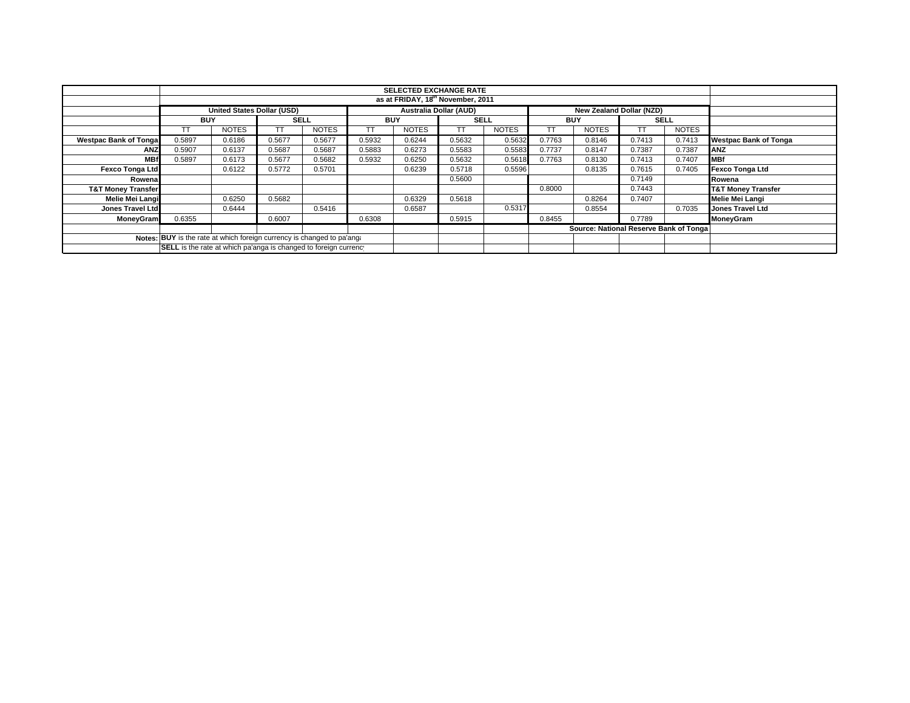## SELECTED EXCHANGE RATE

### as at FRIDAY, 18th November, 2011

| | United States Dollar (USD) | | | | Australia Dollar (AUD) | | | | New Zealand Dollar (NZD) | | | | |
|---|---|---|---|---|---|---|---|---|---|---|---|---|---|
| | BUY | | SELL | | BUY | | SELL | | BUY | | SELL | | |
| | TT | NOTES | TT | NOTES | TT | NOTES | TT | NOTES | TT | NOTES | TT | NOTES | |
| **Westpac Bank of Tonga** | 0.5897 | 0.6186 | 0.5677 | 0.5677 | 0.5932 | 0.6244 | 0.5632 | 0.5632 | 0.7763 | 0.8146 | 0.7413 | 0.7413 | **Westpac Bank of Tonga** |
| **ANZ** | 0.5907 | 0.6137 | 0.5687 | 0.5687 | 0.5883 | 0.6273 | 0.5583 | 0.5583 | 0.7737 | 0.8147 | 0.7387 | 0.7387 | **ANZ** |
| **MBf** | 0.5897 | 0.6173 | 0.5677 | 0.5682 | 0.5932 | 0.6250 | 0.5632 | 0.5618 | 0.7763 | 0.8130 | 0.7413 | 0.7407 | **MBf** |
| **Fexco Tonga Ltd** | | 0.6122 | 0.5772 | 0.5701 | | 0.6239 | 0.5718 | 0.5596 | | 0.8135 | 0.7615 | 0.7405 | **Fexco Tonga Ltd** |
| **Rowena** | | | | | | | 0.5600 | | | | 0.7149 | | **Rowena** |
| **T&T Money Transfer** | | | | | | | | | 0.8000 | | 0.7443 | | **T&T Money Transfer** |
| **Melie Mei Langi** | | 0.6250 | 0.5682 | | | 0.6329 | 0.5618 | | | 0.8264 | 0.7407 | | **Melie Mei Langi** |
| **Jones Travel Ltd** | | 0.6444 | | 0.5416 | | 0.6587 | | 0.5317 | | 0.8554 | | 0.7035 | **Jones Travel Ltd** |
| **MoneyGram** | 0.6355 | | 0.6007 | | 0.6308 | | 0.5915 | | 0.8455 | | 0.7789 | | **MoneyGram** |

**Source: National Reserve Bank of Tonga**

**Notes:** **BUY** is the rate at which foreign currency is changed to pa'anga

**SELL** is the rate at which pa'anga is changed to foreign currency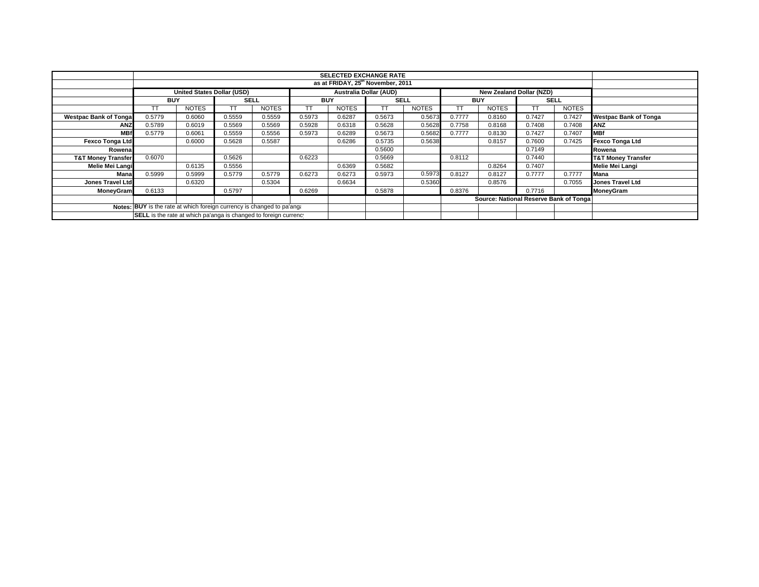| | SELECTED EXCHANGE RATE | | | | | | | | | | | | |
|---|---|---|---|---|---|---|---|---|---|---|---|---|---|
| | as at FRIDAY, 25th November, 2011 | | | | | | | | | | | | |
| | United States Dollar (USD) | | | | Australia Dollar (AUD) | | | | New Zealand Dollar (NZD) | | | | |
| | BUY | | SELL | | BUY | | SELL | | BUY | | SELL | | |
| | TT | NOTES | TT | NOTES | TT | NOTES | TT | NOTES | TT | NOTES | TT | NOTES | |
| **Westpac Bank of Tonga** | 0.5779 | 0.6060 | 0.5559 | 0.5559 | 0.5973 | 0.6287 | 0.5673 | 0.5673 | 0.7777 | 0.8160 | 0.7427 | 0.7427 | **Westpac Bank of Tonga** |
| **ANZ** | 0.5789 | 0.6019 | 0.5569 | 0.5569 | 0.5928 | 0.6318 | 0.5628 | 0.5628 | 0.7758 | 0.8168 | 0.7408 | 0.7408 | **ANZ** |
| **MBf** | 0.5779 | 0.6061 | 0.5559 | 0.5556 | 0.5973 | 0.6289 | 0.5673 | 0.5682 | 0.7777 | 0.8130 | 0.7427 | 0.7407 | **MBf** |
| **Fexco Tonga Ltd** | | 0.6000 | 0.5628 | 0.5587 | | 0.6286 | 0.5735 | 0.5638 | | 0.8157 | 0.7600 | 0.7425 | **Fexco Tonga Ltd** |
| **Rowena** | | | | | | | 0.5600 | | | | 0.7149 | | **Rowena** |
| **T&T Money Transfer** | 0.6070 | | 0.5626 | | 0.6223 | | 0.5669 | | 0.8112 | | 0.7440 | | **T&T Money Transfer** |
| **Melie Mei Langi** | | 0.6135 | 0.5556 | | | 0.6369 | 0.5682 | | | 0.8264 | 0.7407 | | **Melie Mei Langi** |
| **Mana** | 0.5999 | 0.5999 | 0.5779 | 0.5779 | 0.6273 | 0.6273 | 0.5973 | 0.5973 | 0.8127 | 0.8127 | 0.7777 | 0.7777 | **Mana** |
| **Jones Travel Ltd** | | 0.6320 | | 0.5304 | | 0.6634 | | 0.5360 | | 0.8576 | | 0.7055 | **Jones Travel Ltd** |
| **MoneyGram** | 0.6133 | | 0.5797 | | 0.6269 | | 0.5878 | | 0.8376 | | 0.7716 | | **MoneyGram** |
| | | | | | | | | | Source: National Reserve Bank of Tonga | | | | |
| **Notes:** | **BUY** is the rate at which foreign currency is changed to pa'anga | | | | | | | | | | | | |
| | **SELL** is the rate at which pa'anga is changed to foreign currency | | | | | | | | | | | | |